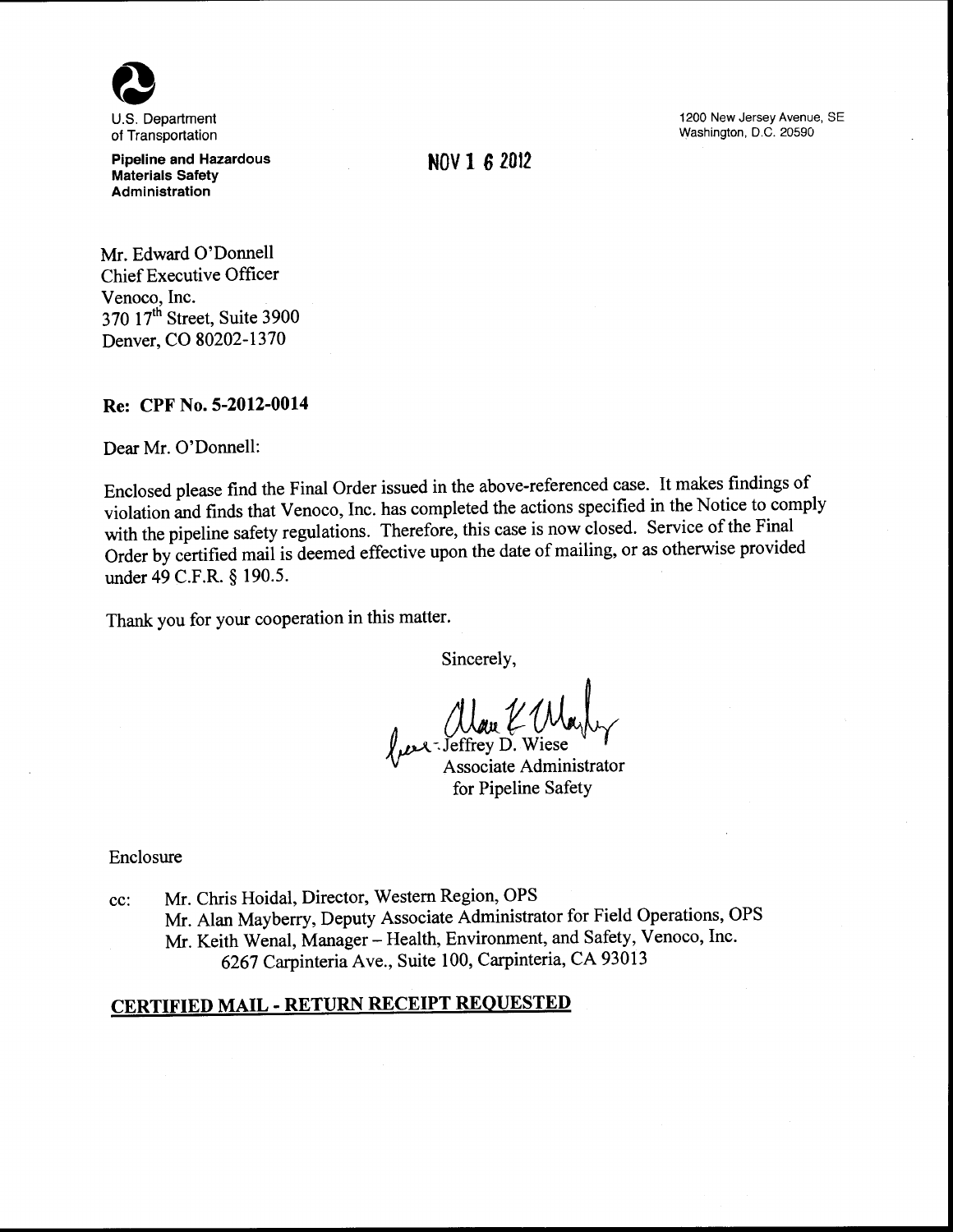U.S. Department of Transportation

**Pipeline and Hazardous Materials Safety Administration**

1200 New Jersey Avenue, SE
Washington, D.C. 20590

NOV 1 6 2012

Mr. Edward O'Donnell
Chief Executive Officer
Venoco, Inc.
370 17th Street, Suite 3900
Denver, CO 80202-1370

**Re: CPF No. 5-2012-0014**

Dear Mr. O'Donnell:

Enclosed please find the Final Order issued in the above-referenced case. It makes findings of violation and finds that Venoco, Inc. has completed the actions specified in the Notice to comply with the pipeline safety regulations. Therefore, this case is now closed. Service of the Final Order by certified mail is deemed effective upon the date of mailing, or as otherwise provided under 49 C.F.R. § 190.5.

Thank you for your cooperation in this matter.

Sincerely,

for Jeffrey D. Wiese
Associate Administrator
for Pipeline Safety

Enclosure

cc: Mr. Chris Hoidal, Director, Western Region, OPS
Mr. Alan Mayberry, Deputy Associate Administrator for Field Operations, OPS
Mr. Keith Wenal, Manager – Health, Environment, and Safety, Venoco, Inc.
6267 Carpinteria Ave., Suite 100, Carpinteria, CA 93013

**CERTIFIED MAIL - RETURN RECEIPT REQUESTED**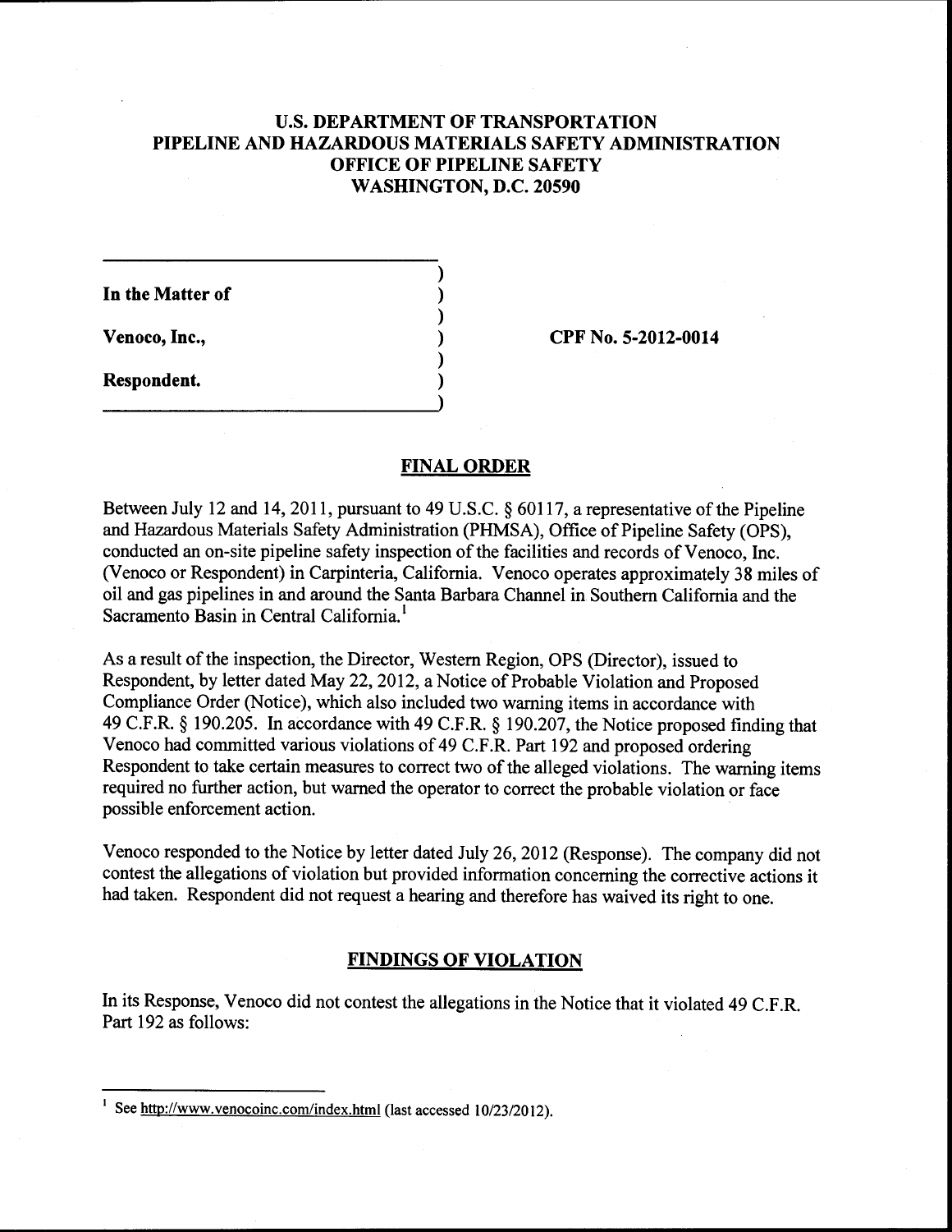# U.S. DEPARTMENT OF TRANSPORTATION
# PIPELINE AND HAZARDOUS MATERIALS SAFETY ADMINISTRATION
# OFFICE OF PIPELINE SAFETY
# WASHINGTON, D.C. 20590

| | |
|---|---|
| **In the Matter of** | |
| **Venoco, Inc.,** | **CPF No. 5-2012-0014** |
| **Respondent.** | |

## FINAL ORDER

Between July 12 and 14, 2011, pursuant to 49 U.S.C. § 60117, a representative of the Pipeline and Hazardous Materials Safety Administration (PHMSA), Office of Pipeline Safety (OPS), conducted an on-site pipeline safety inspection of the facilities and records of Venoco, Inc. (Venoco or Respondent) in Carpinteria, California. Venoco operates approximately 38 miles of oil and gas pipelines in and around the Santa Barbara Channel in Southern California and the Sacramento Basin in Central California.[1]

As a result of the inspection, the Director, Western Region, OPS (Director), issued to Respondent, by letter dated May 22, 2012, a Notice of Probable Violation and Proposed Compliance Order (Notice), which also included two warning items in accordance with 49 C.F.R. § 190.205. In accordance with 49 C.F.R. § 190.207, the Notice proposed finding that Venoco had committed various violations of 49 C.F.R. Part 192 and proposed ordering Respondent to take certain measures to correct two of the alleged violations. The warning items required no further action, but warned the operator to correct the probable violation or face possible enforcement action.

Venoco responded to the Notice by letter dated July 26, 2012 (Response). The company did not contest the allegations of violation but provided information concerning the corrective actions it had taken. Respondent did not request a hearing and therefore has waived its right to one.

## FINDINGS OF VIOLATION

In its Response, Venoco did not contest the allegations in the Notice that it violated 49 C.F.R. Part 192 as follows:

[1] See http://www.venocoinc.com/index.html (last accessed 10/23/2012).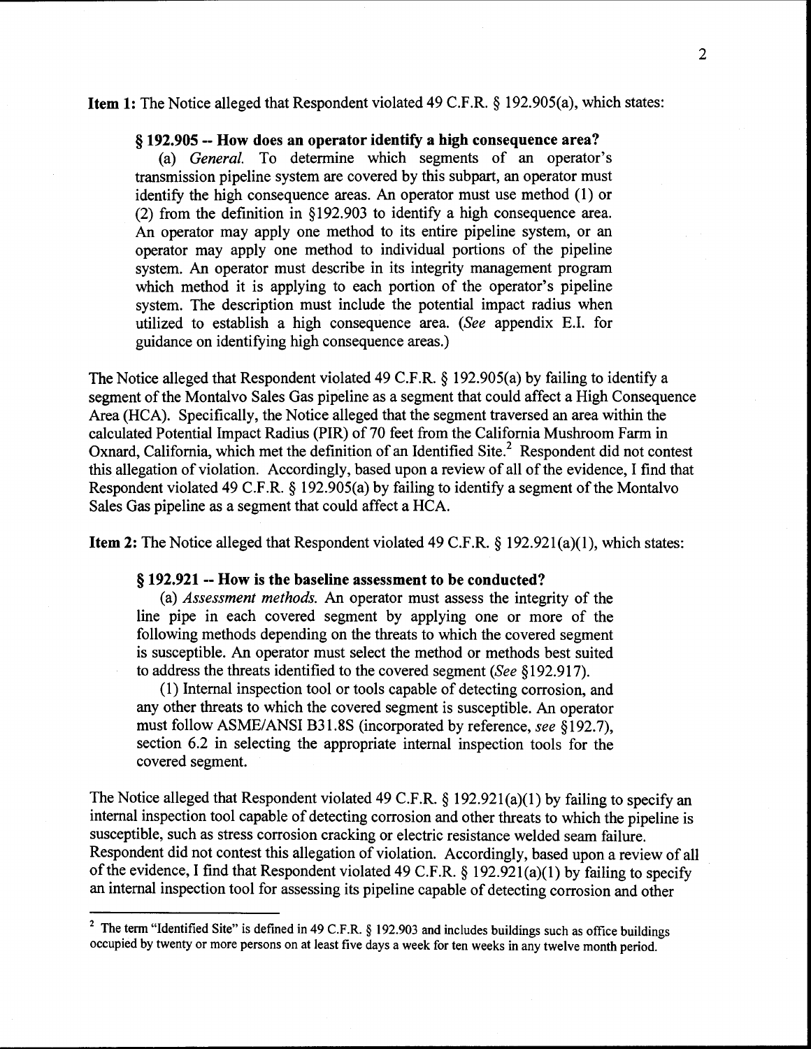**Item 1:** The Notice alleged that Respondent violated 49 C.F.R. § 192.905(a), which states:

> **§ 192.905 -- How does an operator identify a high consequence area?**
>
> (a) *General.* To determine which segments of an operator's transmission pipeline system are covered by this subpart, an operator must identify the high consequence areas. An operator must use method (1) or (2) from the definition in §192.903 to identify a high consequence area. An operator may apply one method to its entire pipeline system, or an operator may apply one method to individual portions of the pipeline system. An operator must describe in its integrity management program which method it is applying to each portion of the operator's pipeline system. The description must include the potential impact radius when utilized to establish a high consequence area. (*See* appendix E.I. for guidance on identifying high consequence areas.)

The Notice alleged that Respondent violated 49 C.F.R. § 192.905(a) by failing to identify a segment of the Montalvo Sales Gas pipeline as a segment that could affect a High Consequence Area (HCA). Specifically, the Notice alleged that the segment traversed an area within the calculated Potential Impact Radius (PIR) of 70 feet from the California Mushroom Farm in Oxnard, California, which met the definition of an Identified Site.[2] Respondent did not contest this allegation of violation. Accordingly, based upon a review of all of the evidence, I find that Respondent violated 49 C.F.R. § 192.905(a) by failing to identify a segment of the Montalvo Sales Gas pipeline as a segment that could affect a HCA.

**Item 2:** The Notice alleged that Respondent violated 49 C.F.R. § 192.921(a)(1), which states:

> **§ 192.921 -- How is the baseline assessment to be conducted?**
>
> (a) *Assessment methods.* An operator must assess the integrity of the line pipe in each covered segment by applying one or more of the following methods depending on the threats to which the covered segment is susceptible. An operator must select the method or methods best suited to address the threats identified to the covered segment (*See* §192.917).
>
> (1) Internal inspection tool or tools capable of detecting corrosion, and any other threats to which the covered segment is susceptible. An operator must follow ASME/ANSI B31.8S (incorporated by reference, *see* §192.7), section 6.2 in selecting the appropriate internal inspection tools for the covered segment.

The Notice alleged that Respondent violated 49 C.F.R. § 192.921(a)(1) by failing to specify an internal inspection tool capable of detecting corrosion and other threats to which the pipeline is susceptible, such as stress corrosion cracking or electric resistance welded seam failure. Respondent did not contest this allegation of violation. Accordingly, based upon a review of all of the evidence, I find that Respondent violated 49 C.F.R. § 192.921(a)(1) by failing to specify an internal inspection tool for assessing its pipeline capable of detecting corrosion and other

---

[2] The term "Identified Site" is defined in 49 C.F.R. § 192.903 and includes buildings such as office buildings occupied by twenty or more persons on at least five days a week for ten weeks in any twelve month period.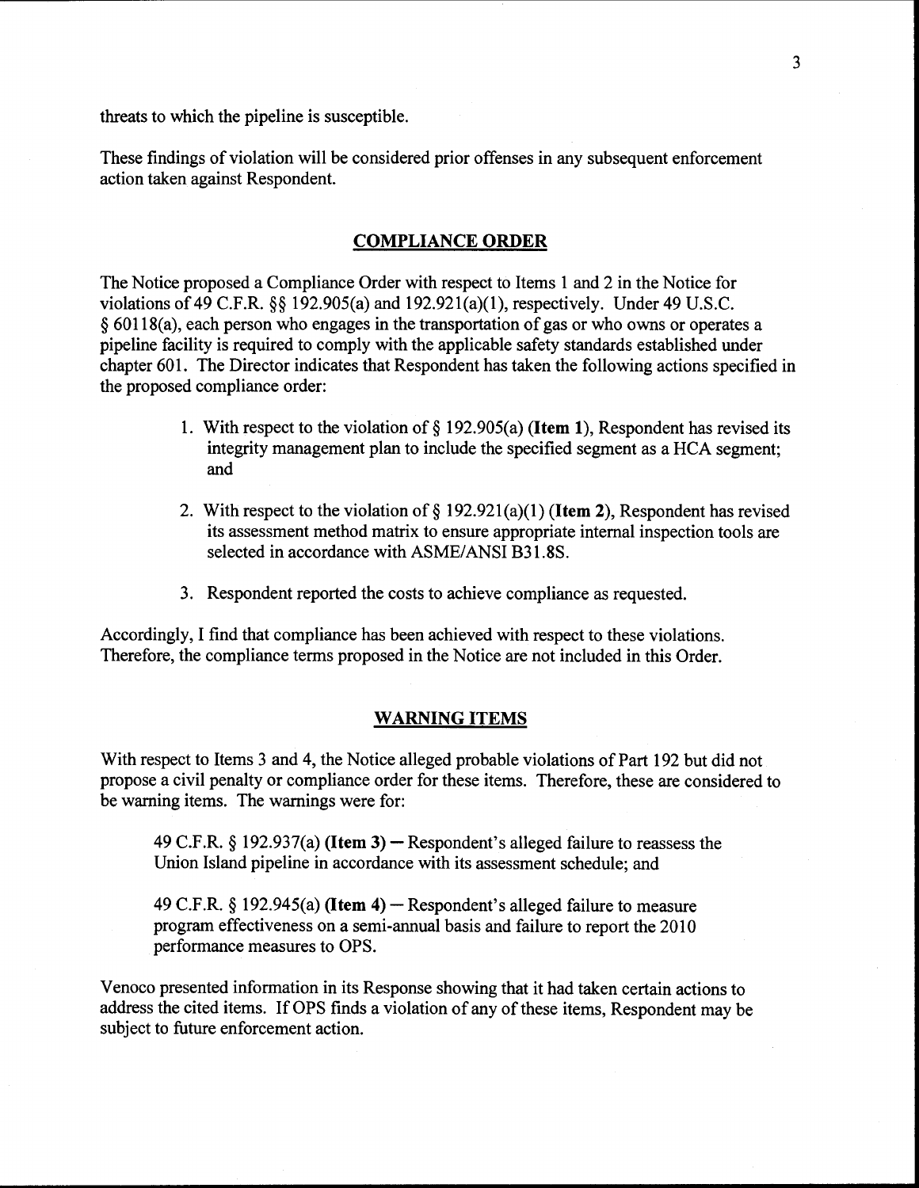threats to which the pipeline is susceptible.

These findings of violation will be considered prior offenses in any subsequent enforcement action taken against Respondent.

## COMPLIANCE ORDER

The Notice proposed a Compliance Order with respect to Items 1 and 2 in the Notice for violations of 49 C.F.R. §§ 192.905(a) and 192.921(a)(1), respectively. Under 49 U.S.C. § 60118(a), each person who engages in the transportation of gas or who owns or operates a pipeline facility is required to comply with the applicable safety standards established under chapter 601. The Director indicates that Respondent has taken the following actions specified in the proposed compliance order:

1. With respect to the violation of § 192.905(a) **(Item 1)**, Respondent has revised its integrity management plan to include the specified segment as a HCA segment; and

2. With respect to the violation of § 192.921(a)(1) **(Item 2)**, Respondent has revised its assessment method matrix to ensure appropriate internal inspection tools are selected in accordance with ASME/ANSI B31.8S.

3. Respondent reported the costs to achieve compliance as requested.

Accordingly, I find that compliance has been achieved with respect to these violations. Therefore, the compliance terms proposed in the Notice are not included in this Order.

## WARNING ITEMS

With respect to Items 3 and 4, the Notice alleged probable violations of Part 192 but did not propose a civil penalty or compliance order for these items. Therefore, these are considered to be warning items. The warnings were for:

> 49 C.F.R. § 192.937(a) **(Item 3)** — Respondent's alleged failure to reassess the Union Island pipeline in accordance with its assessment schedule; and
>
> 49 C.F.R. § 192.945(a) **(Item 4)** — Respondent's alleged failure to measure program effectiveness on a semi-annual basis and failure to report the 2010 performance measures to OPS.

Venoco presented information in its Response showing that it had taken certain actions to address the cited items. If OPS finds a violation of any of these items, Respondent may be subject to future enforcement action.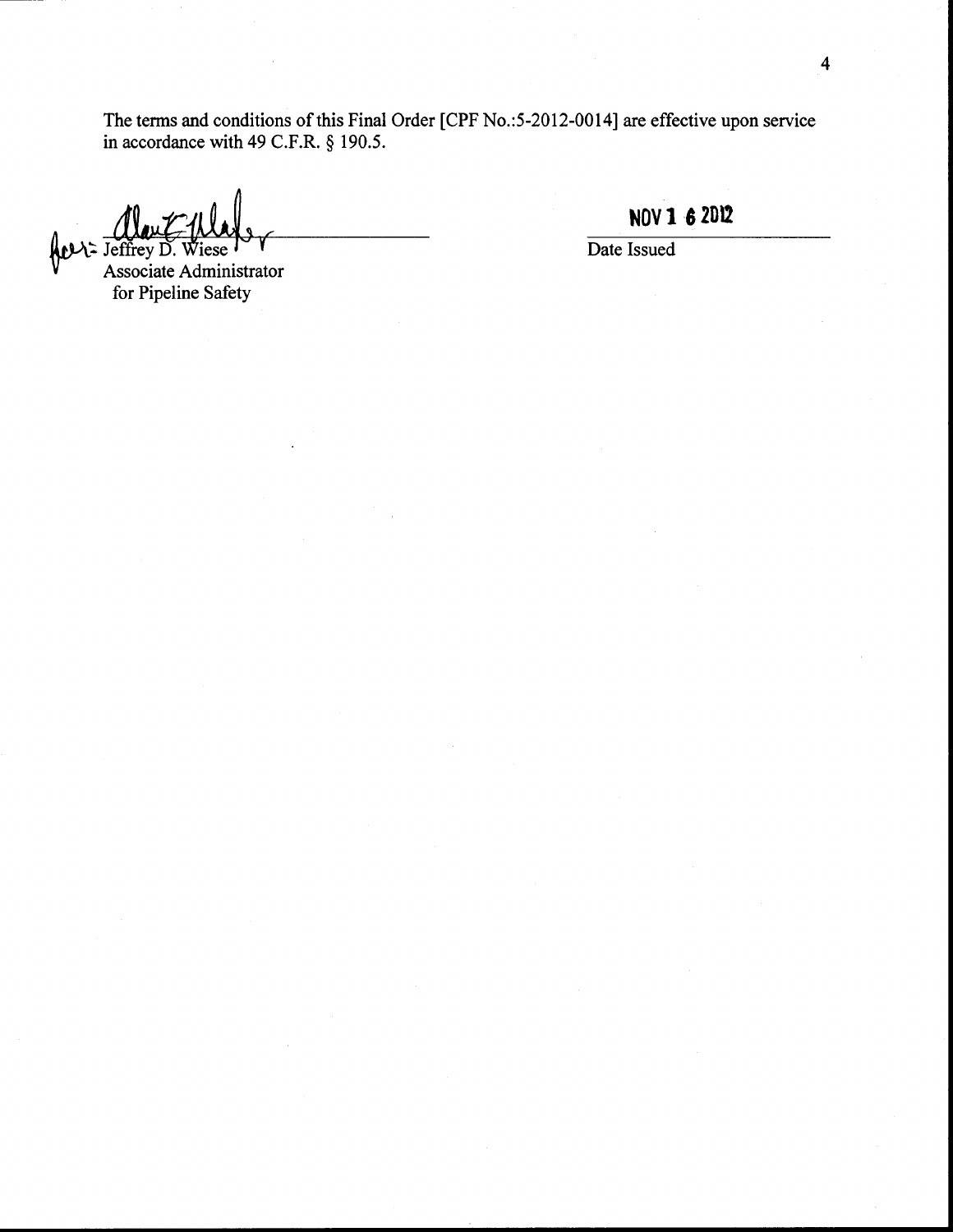The terms and conditions of this Final Order [CPF No.:5-2012-0014] are effective upon service in accordance with 49 C.F.R. § 190.5.

for: Jeffrey D. Wiese
Associate Administrator
for Pipeline Safety

NOV 16 2012
Date Issued